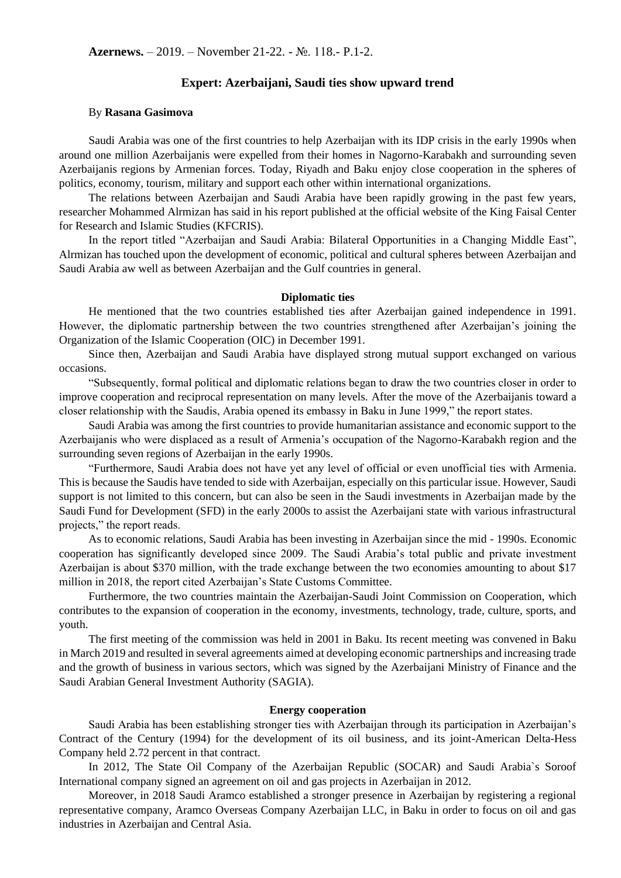**Azernews.** – 2019. – November 21-22. - №. 118.- P.1-2.

## Expert: Azerbaijani, Saudi ties show upward trend

By **Rasana Gasimova**

Saudi Arabia was one of the first countries to help Azerbaijan with its IDP crisis in the early 1990s when around one million Azerbaijanis were expelled from their homes in Nagorno-Karabakh and surrounding seven Azerbaijanis regions by Armenian forces. Today, Riyadh and Baku enjoy close cooperation in the spheres of politics, economy, tourism, military and support each other within international organizations.

The relations between Azerbaijan and Saudi Arabia have been rapidly growing in the past few years, researcher Mohammed Alrmizan has said in his report published at the official website of the King Faisal Center for Research and Islamic Studies (KFCRIS).

In the report titled "Azerbaijan and Saudi Arabia: Bilateral Opportunities in a Changing Middle East", Alrmizan has touched upon the development of economic, political and cultural spheres between Azerbaijan and Saudi Arabia aw well as between Azerbaijan and the Gulf countries in general.

### Diplomatic ties

He mentioned that the two countries established ties after Azerbaijan gained independence in 1991. However, the diplomatic partnership between the two countries strengthened after Azerbaijan's joining the Organization of the Islamic Cooperation (OIC) in December 1991.

Since then, Azerbaijan and Saudi Arabia have displayed strong mutual support exchanged on various occasions.

"Subsequently, formal political and diplomatic relations began to draw the two countries closer in order to improve cooperation and reciprocal representation on many levels. After the move of the Azerbaijanis toward a closer relationship with the Saudis, Arabia opened its embassy in Baku in June 1999," the report states.

Saudi Arabia was among the first countries to provide humanitarian assistance and economic support to the Azerbaijanis who were displaced as a result of Armenia's occupation of the Nagorno-Karabakh region and the surrounding seven regions of Azerbaijan in the early 1990s.

"Furthermore, Saudi Arabia does not have yet any level of official or even unofficial ties with Armenia. This is because the Saudis have tended to side with Azerbaijan, especially on this particular issue. However, Saudi support is not limited to this concern, but can also be seen in the Saudi investments in Azerbaijan made by the Saudi Fund for Development (SFD) in the early 2000s to assist the Azerbaijani state with various infrastructural projects," the report reads.

As to economic relations, Saudi Arabia has been investing in Azerbaijan since the mid - 1990s. Economic cooperation has significantly developed since 2009. The Saudi Arabia's total public and private investment Azerbaijan is about $370 million, with the trade exchange between the two economies amounting to about $17 million in 2018, the report cited Azerbaijan's State Customs Committee.

Furthermore, the two countries maintain the Azerbaijan-Saudi Joint Commission on Cooperation, which contributes to the expansion of cooperation in the economy, investments, technology, trade, culture, sports, and youth.

The first meeting of the commission was held in 2001 in Baku. Its recent meeting was convened in Baku in March 2019 and resulted in several agreements aimed at developing economic partnerships and increasing trade and the growth of business in various sectors, which was signed by the Azerbaijani Ministry of Finance and the Saudi Arabian General Investment Authority (SAGIA).

### Energy cooperation

Saudi Arabia has been establishing stronger ties with Azerbaijan through its participation in Azerbaijan's Contract of the Century (1994) for the development of its oil business, and its joint-American Delta-Hess Company held 2.72 percent in that contract.

In 2012, The State Oil Company of the Azerbaijan Republic (SOCAR) and Saudi Arabia`s Soroof International company signed an agreement on oil and gas projects in Azerbaijan in 2012.

Moreover, in 2018 Saudi Aramco established a stronger presence in Azerbaijan by registering a regional representative company, Aramco Overseas Company Azerbaijan LLC, in Baku in order to focus on oil and gas industries in Azerbaijan and Central Asia.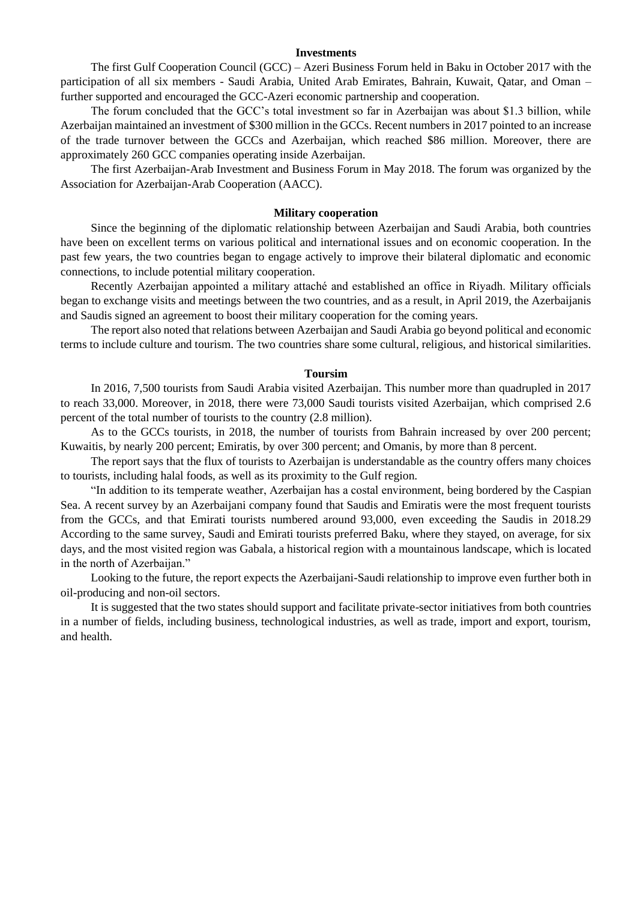**Investments**

The first Gulf Cooperation Council (GCC) – Azeri Business Forum held in Baku in October 2017 with the participation of all six members - Saudi Arabia, United Arab Emirates, Bahrain, Kuwait, Qatar, and Oman – further supported and encouraged the GCC-Azeri economic partnership and cooperation.

The forum concluded that the GCC's total investment so far in Azerbaijan was about $1.3 billion, while Azerbaijan maintained an investment of $300 million in the GCCs. Recent numbers in 2017 pointed to an increase of the trade turnover between the GCCs and Azerbaijan, which reached $86 million. Moreover, there are approximately 260 GCC companies operating inside Azerbaijan.

The first Azerbaijan-Arab Investment and Business Forum in May 2018. The forum was organized by the Association for Azerbaijan-Arab Cooperation (AACC).

**Military cooperation**

Since the beginning of the diplomatic relationship between Azerbaijan and Saudi Arabia, both countries have been on excellent terms on various political and international issues and on economic cooperation. In the past few years, the two countries began to engage actively to improve their bilateral diplomatic and economic connections, to include potential military cooperation.

Recently Azerbaijan appointed a military attaché and established an office in Riyadh. Military officials began to exchange visits and meetings between the two countries, and as a result, in April 2019, the Azerbaijanis and Saudis signed an agreement to boost their military cooperation for the coming years.

The report also noted that relations between Azerbaijan and Saudi Arabia go beyond political and economic terms to include culture and tourism. The two countries share some cultural, religious, and historical similarities.

**Toursim**

In 2016, 7,500 tourists from Saudi Arabia visited Azerbaijan. This number more than quadrupled in 2017 to reach 33,000. Moreover, in 2018, there were 73,000 Saudi tourists visited Azerbaijan, which comprised 2.6 percent of the total number of tourists to the country (2.8 million).

As to the GCCs tourists, in 2018, the number of tourists from Bahrain increased by over 200 percent; Kuwaitis, by nearly 200 percent; Emiratis, by over 300 percent; and Omanis, by more than 8 percent.

The report says that the flux of tourists to Azerbaijan is understandable as the country offers many choices to tourists, including halal foods, as well as its proximity to the Gulf region.

"In addition to its temperate weather, Azerbaijan has a costal environment, being bordered by the Caspian Sea. A recent survey by an Azerbaijani company found that Saudis and Emiratis were the most frequent tourists from the GCCs, and that Emirati tourists numbered around 93,000, even exceeding the Saudis in 2018.29 According to the same survey, Saudi and Emirati tourists preferred Baku, where they stayed, on average, for six days, and the most visited region was Gabala, a historical region with a mountainous landscape, which is located in the north of Azerbaijan."

Looking to the future, the report expects the Azerbaijani-Saudi relationship to improve even further both in oil-producing and non-oil sectors.

It is suggested that the two states should support and facilitate private-sector initiatives from both countries in a number of fields, including business, technological industries, as well as trade, import and export, tourism, and health.